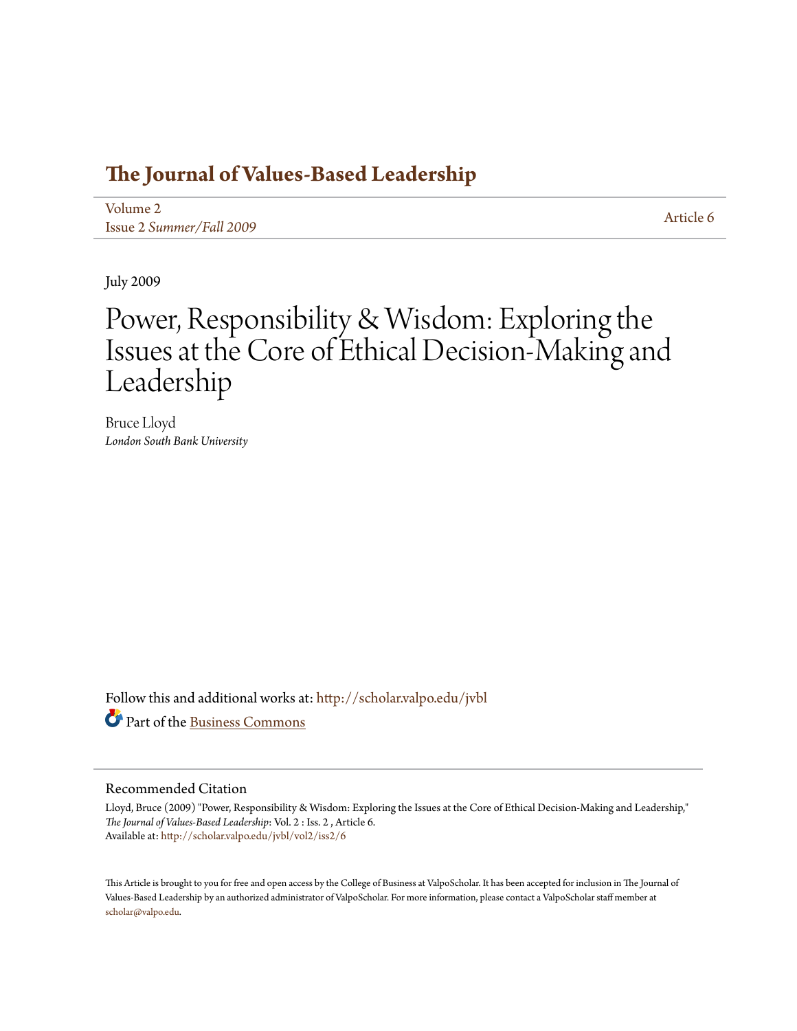# The Journal of Values-Based Leadership

Volume 2
Issue 2 *Summer/Fall 2009*

Article 6

July 2009

# Power, Responsibility & Wisdom: Exploring the Issues at the Core of Ethical Decision-Making and Leadership

Bruce Lloyd
*London South Bank University*

Follow this and additional works at: http://scholar.valpo.edu/jvbl

Part of the Business Commons

## Recommended Citation

Lloyd, Bruce (2009) "Power, Responsibility & Wisdom: Exploring the Issues at the Core of Ethical Decision-Making and Leadership," *The Journal of Values-Based Leadership*: Vol. 2 : Iss. 2 , Article 6.
Available at: http://scholar.valpo.edu/jvbl/vol2/iss2/6

This Article is brought to you for free and open access by the College of Business at ValpoScholar. It has been accepted for inclusion in The Journal of Values-Based Leadership by an authorized administrator of ValpoScholar. For more information, please contact a ValpoScholar staff member at scholar@valpo.edu.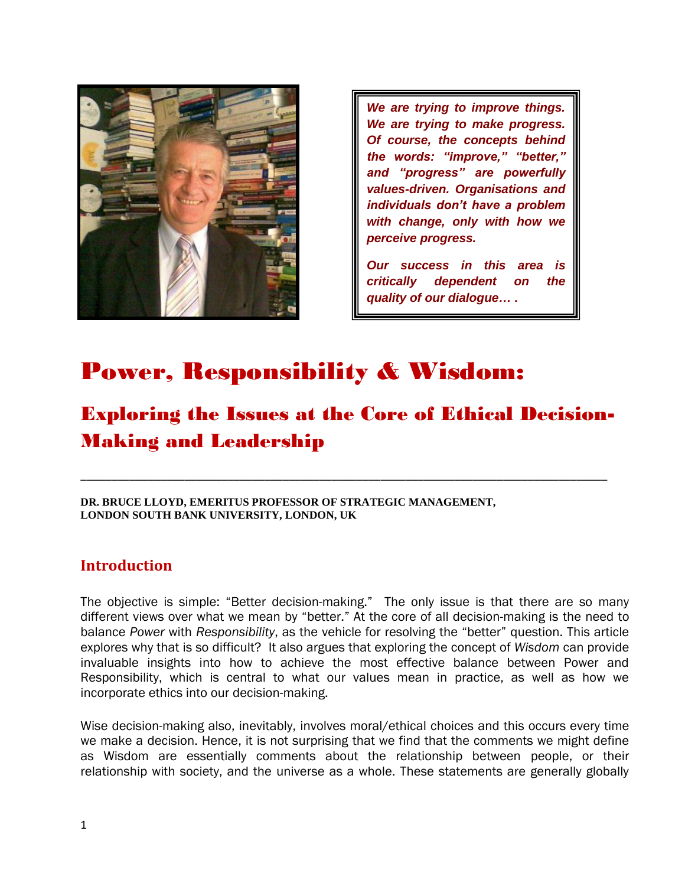*We are trying to improve things. We are trying to make progress. Of course, the concepts behind the words: "improve," "better," and "progress" are powerfully values-driven. Organisations and individuals don't have a problem with change, only with how we perceive progress.*

*Our success in this area is critically dependent on the quality of our dialogue… .*

# Power, Responsibility & Wisdom:

## Exploring the Issues at the Core of Ethical Decision-Making and Leadership

---

**DR. BRUCE LLOYD, EMERITUS PROFESSOR OF STRATEGIC MANAGEMENT, LONDON SOUTH BANK UNIVERSITY, LONDON, UK**

## Introduction

The objective is simple: "Better decision-making." The only issue is that there are so many different views over what we mean by "better." At the core of all decision-making is the need to balance *Power* with *Responsibility*, as the vehicle for resolving the "better" question. This article explores why that is so difficult? It also argues that exploring the concept of *Wisdom* can provide invaluable insights into how to achieve the most effective balance between Power and Responsibility, which is central to what our values mean in practice, as well as how we incorporate ethics into our decision-making.

Wise decision-making also, inevitably, involves moral/ethical choices and this occurs every time we make a decision. Hence, it is not surprising that we find that the comments we might define as Wisdom are essentially comments about the relationship between people, or their relationship with society, and the universe as a whole. These statements are generally globally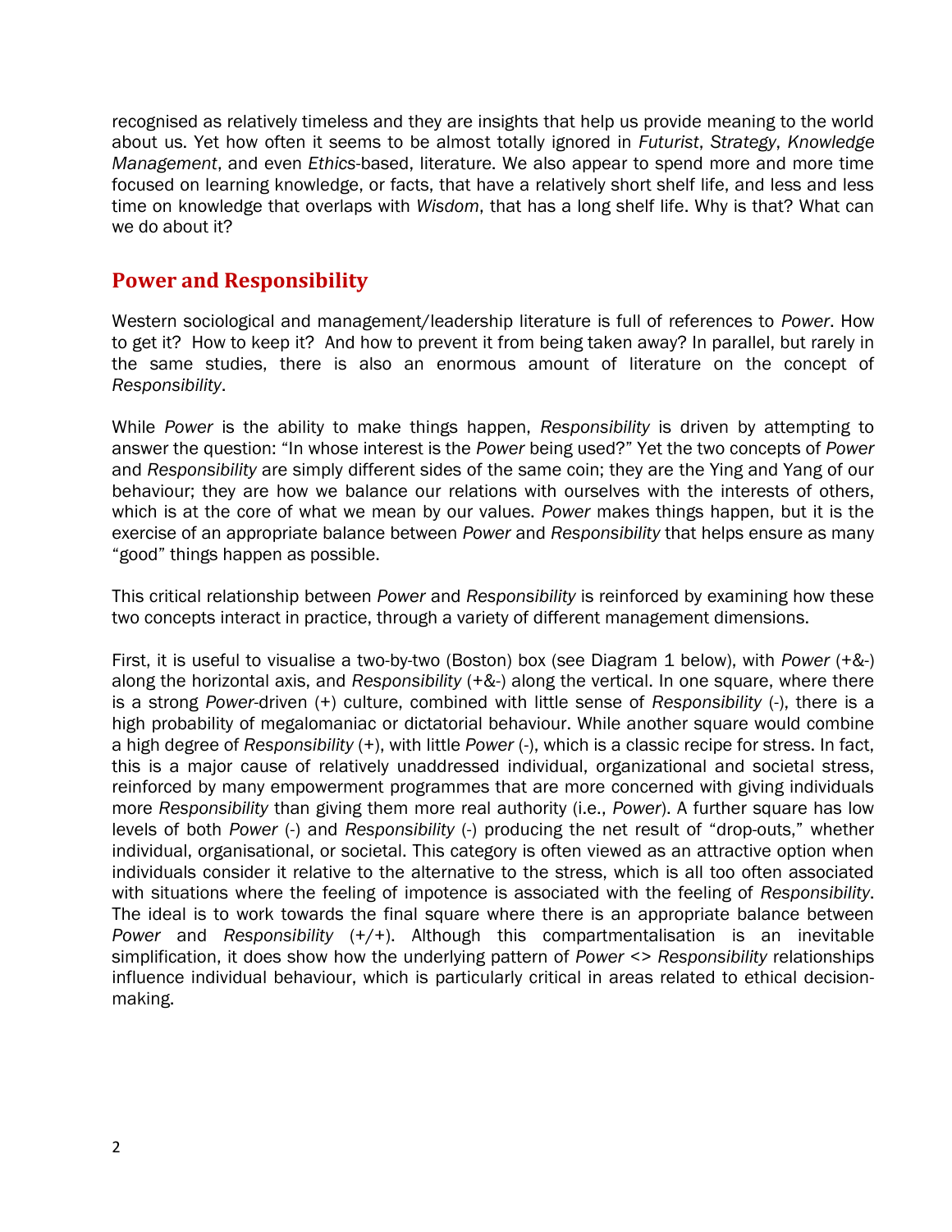recognised as relatively timeless and they are insights that help us provide meaning to the world about us. Yet how often it seems to be almost totally ignored in *Futurist*, *Strategy*, *Knowledge Management*, and even *Ethics*-based, literature. We also appear to spend more and more time focused on learning knowledge, or facts, that have a relatively short shelf life, and less and less time on knowledge that overlaps with *Wisdom*, that has a long shelf life. Why is that? What can we do about it?

## Power and Responsibility

Western sociological and management/leadership literature is full of references to *Power*. How to get it? How to keep it? And how to prevent it from being taken away? In parallel, but rarely in the same studies, there is also an enormous amount of literature on the concept of *Responsibility*.

While *Power* is the ability to make things happen, *Responsibility* is driven by attempting to answer the question: "In whose interest is the *Power* being used?" Yet the two concepts of *Power* and *Responsibility* are simply different sides of the same coin; they are the Ying and Yang of our behaviour; they are how we balance our relations with ourselves with the interests of others, which is at the core of what we mean by our values. *Power* makes things happen, but it is the exercise of an appropriate balance between *Power* and *Responsibility* that helps ensure as many "good" things happen as possible.

This critical relationship between *Power* and *Responsibility* is reinforced by examining how these two concepts interact in practice, through a variety of different management dimensions.

First, it is useful to visualise a two-by-two (Boston) box (see Diagram 1 below), with *Power* (+&-) along the horizontal axis, and *Responsibility* (+&-) along the vertical. In one square, where there is a strong *Power*-driven (+) culture, combined with little sense of *Responsibility* (-), there is a high probability of megalomaniac or dictatorial behaviour. While another square would combine a high degree of *Responsibility* (+), with little *Power* (-), which is a classic recipe for stress. In fact, this is a major cause of relatively unaddressed individual, organizational and societal stress, reinforced by many empowerment programmes that are more concerned with giving individuals more *Responsibility* than giving them more real authority (i.e., *Power*). A further square has low levels of both *Power* (-) and *Responsibility* (-) producing the net result of "drop-outs," whether individual, organisational, or societal. This category is often viewed as an attractive option when individuals consider it relative to the alternative to the stress, which is all too often associated with situations where the feeling of impotence is associated with the feeling of *Responsibility*. The ideal is to work towards the final square where there is an appropriate balance between *Power* and *Responsibility* (+/+). Although this compartmentalisation is an inevitable simplification, it does show how the underlying pattern of *Power* <> *Responsibility* relationships influence individual behaviour, which is particularly critical in areas related to ethical decision-making.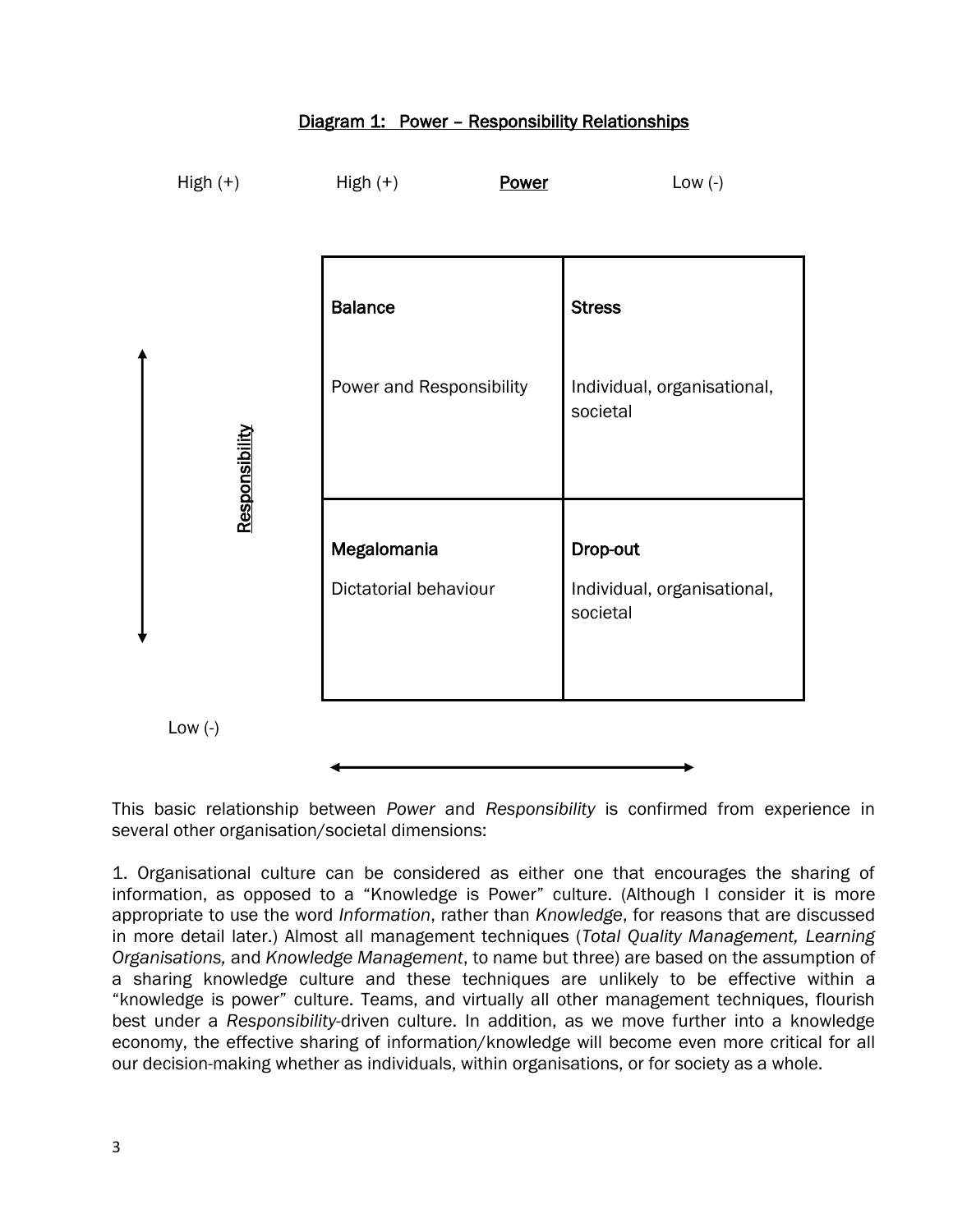Diagram 1: Power – Responsibility Relationships

High (+) High (+) **Power** Low (-)

**Responsibility**

| | |
|---|---|
| **Balance**<br><br>Power and Responsibility | **Stress**<br><br>Individual, organisational, societal |
| **Megalomania**<br><br>Dictatorial behaviour | **Drop-out**<br><br>Individual, organisational, societal |

Low (-)

This basic relationship between *Power* and *Responsibility* is confirmed from experience in several other organisation/societal dimensions:

1. Organisational culture can be considered as either one that encourages the sharing of information, as opposed to a "Knowledge is Power" culture. (Although I consider it is more appropriate to use the word *Information*, rather than *Knowledge*, for reasons that are discussed in more detail later.) Almost all management techniques (*Total Quality Management, Learning Organisations,* and *Knowledge Management*, to name but three) are based on the assumption of a sharing knowledge culture and these techniques are unlikely to be effective within a "knowledge is power" culture. Teams, and virtually all other management techniques, flourish best under a *Responsibility*-driven culture. In addition, as we move further into a knowledge economy, the effective sharing of information/knowledge will become even more critical for all our decision-making whether as individuals, within organisations, or for society as a whole.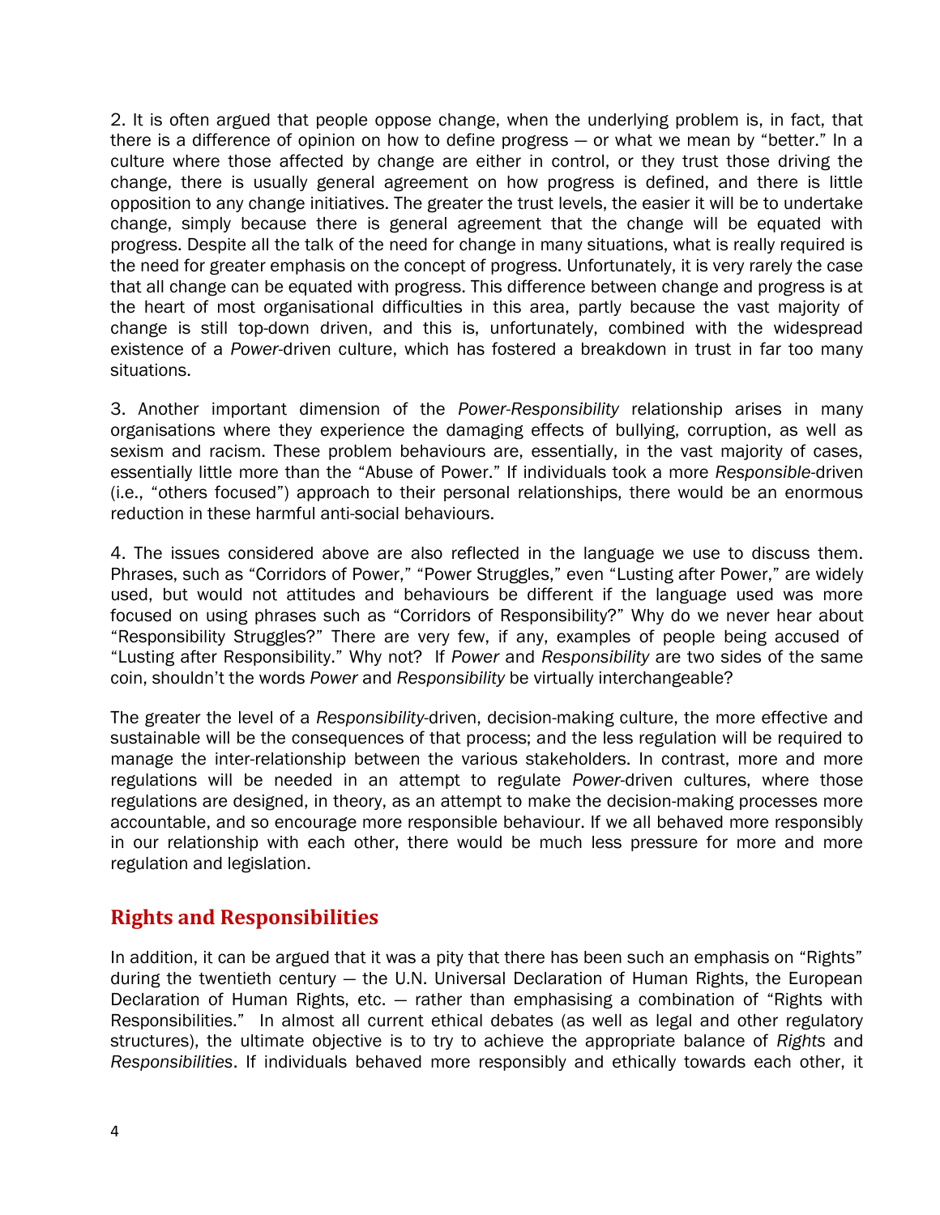2. It is often argued that people oppose change, when the underlying problem is, in fact, that there is a difference of opinion on how to define progress — or what we mean by "better." In a culture where those affected by change are either in control, or they trust those driving the change, there is usually general agreement on how progress is defined, and there is little opposition to any change initiatives. The greater the trust levels, the easier it will be to undertake change, simply because there is general agreement that the change will be equated with progress. Despite all the talk of the need for change in many situations, what is really required is the need for greater emphasis on the concept of progress. Unfortunately, it is very rarely the case that all change can be equated with progress. This difference between change and progress is at the heart of most organisational difficulties in this area, partly because the vast majority of change is still top-down driven, and this is, unfortunately, combined with the widespread existence of a *Power*-driven culture, which has fostered a breakdown in trust in far too many situations.

3. Another important dimension of the *Power-Responsibility* relationship arises in many organisations where they experience the damaging effects of bullying, corruption, as well as sexism and racism. These problem behaviours are, essentially, in the vast majority of cases, essentially little more than the "Abuse of Power." If individuals took a more *Responsible*-driven (i.e., "others focused") approach to their personal relationships, there would be an enormous reduction in these harmful anti-social behaviours.

4. The issues considered above are also reflected in the language we use to discuss them. Phrases, such as "Corridors of Power," "Power Struggles," even "Lusting after Power," are widely used, but would not attitudes and behaviours be different if the language used was more focused on using phrases such as "Corridors of Responsibility?" Why do we never hear about "Responsibility Struggles?" There are very few, if any, examples of people being accused of "Lusting after Responsibility." Why not? If *Power* and *Responsibility* are two sides of the same coin, shouldn't the words *Power* and *Responsibility* be virtually interchangeable?

The greater the level of a *Responsibility*-driven, decision-making culture, the more effective and sustainable will be the consequences of that process; and the less regulation will be required to manage the inter-relationship between the various stakeholders. In contrast, more and more regulations will be needed in an attempt to regulate *Power*-driven cultures, where those regulations are designed, in theory, as an attempt to make the decision-making processes more accountable, and so encourage more responsible behaviour. If we all behaved more responsibly in our relationship with each other, there would be much less pressure for more and more regulation and legislation.

## Rights and Responsibilities

In addition, it can be argued that it was a pity that there has been such an emphasis on "Rights" during the twentieth century — the U.N. Universal Declaration of Human Rights, the European Declaration of Human Rights, etc. — rather than emphasising a combination of "Rights with Responsibilities." In almost all current ethical debates (as well as legal and other regulatory structures), the ultimate objective is to try to achieve the appropriate balance of *Rights* and *Responsibilities*. If individuals behaved more responsibly and ethically towards each other, it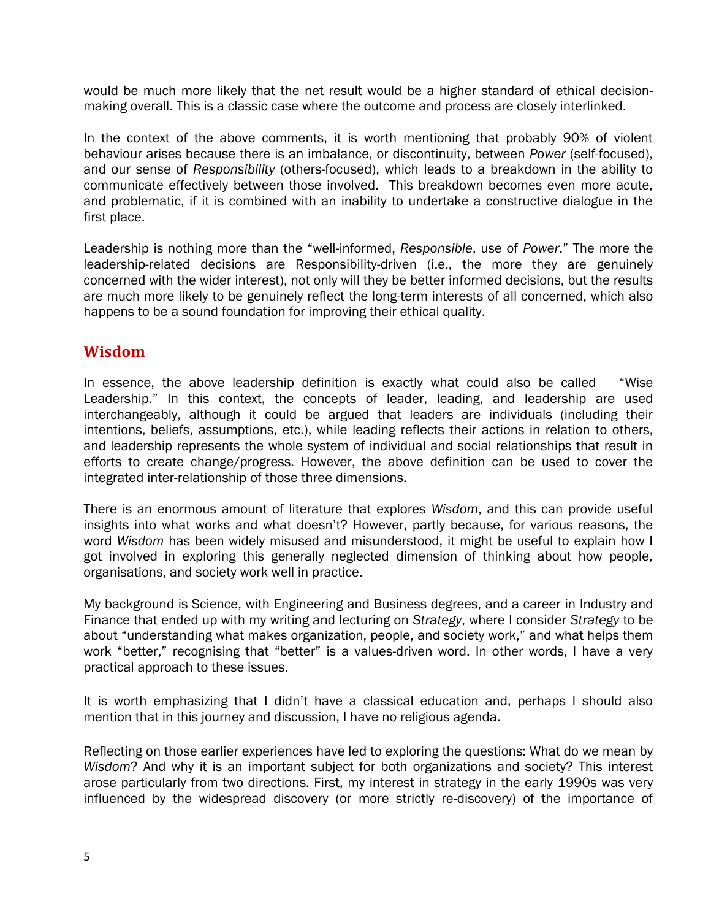would be much more likely that the net result would be a higher standard of ethical decision-making overall. This is a classic case where the outcome and process are closely interlinked.

In the context of the above comments, it is worth mentioning that probably 90% of violent behaviour arises because there is an imbalance, or discontinuity, between *Power* (self-focused), and our sense of *Responsibility* (others-focused), which leads to a breakdown in the ability to communicate effectively between those involved. This breakdown becomes even more acute, and problematic, if it is combined with an inability to undertake a constructive dialogue in the first place.

Leadership is nothing more than the "well-informed, *Responsible*, use of *Power*." The more the leadership-related decisions are Responsibility-driven (i.e., the more they are genuinely concerned with the wider interest), not only will they be better informed decisions, but the results are much more likely to be genuinely reflect the long-term interests of all concerned, which also happens to be a sound foundation for improving their ethical quality.

## Wisdom

In essence, the above leadership definition is exactly what could also be called "Wise Leadership." In this context, the concepts of leader, leading, and leadership are used interchangeably, although it could be argued that leaders are individuals (including their intentions, beliefs, assumptions, etc.), while leading reflects their actions in relation to others, and leadership represents the whole system of individual and social relationships that result in efforts to create change/progress. However, the above definition can be used to cover the integrated inter-relationship of those three dimensions.

There is an enormous amount of literature that explores *Wisdom*, and this can provide useful insights into what works and what doesn't? However, partly because, for various reasons, the word *Wisdom* has been widely misused and misunderstood, it might be useful to explain how I got involved in exploring this generally neglected dimension of thinking about how people, organisations, and society work well in practice.

My background is Science, with Engineering and Business degrees, and a career in Industry and Finance that ended up with my writing and lecturing on *Strategy*, where I consider *Strategy* to be about "understanding what makes organization, people, and society work," and what helps them work "better," recognising that "better" is a values-driven word. In other words, I have a very practical approach to these issues.

It is worth emphasizing that I didn't have a classical education and, perhaps I should also mention that in this journey and discussion, I have no religious agenda.

Reflecting on those earlier experiences have led to exploring the questions: What do we mean by *Wisdom*? And why it is an important subject for both organizations and society? This interest arose particularly from two directions. First, my interest in strategy in the early 1990s was very influenced by the widespread discovery (or more strictly re-discovery) of the importance of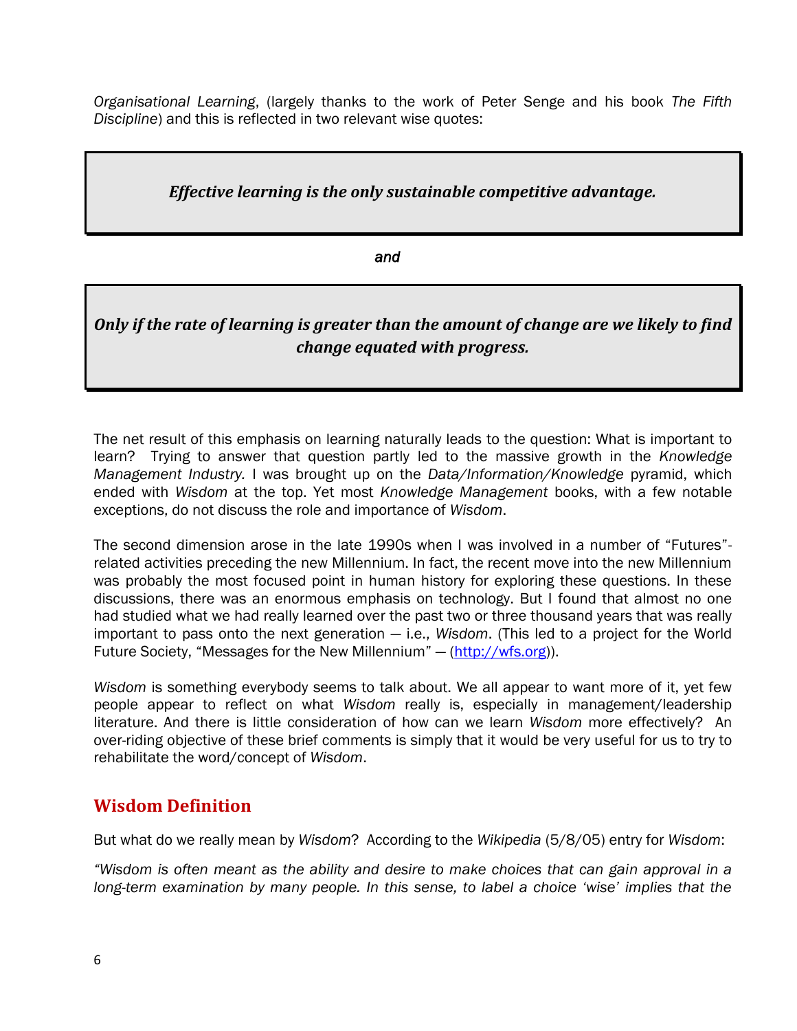*Organisational Learning*, (largely thanks to the work of Peter Senge and his book *The Fifth Discipline*) and this is reflected in two relevant wise quotes:

> ***Effective learning is the only sustainable competitive advantage.***

*and*

> ***Only if the rate of learning is greater than the amount of change are we likely to find change equated with progress.***

The net result of this emphasis on learning naturally leads to the question: What is important to learn? Trying to answer that question partly led to the massive growth in the *Knowledge Management Industry*. I was brought up on the *Data/Information/Knowledge* pyramid, which ended with *Wisdom* at the top. Yet most *Knowledge Management* books, with a few notable exceptions, do not discuss the role and importance of *Wisdom*.

The second dimension arose in the late 1990s when I was involved in a number of "Futures"-related activities preceding the new Millennium. In fact, the recent move into the new Millennium was probably the most focused point in human history for exploring these questions. In these discussions, there was an enormous emphasis on technology. But I found that almost no one had studied what we had really learned over the past two or three thousand years that was really important to pass onto the next generation — i.e., *Wisdom*. (This led to a project for the World Future Society, "Messages for the New Millennium" — (http://wfs.org)).

*Wisdom* is something everybody seems to talk about. We all appear to want more of it, yet few people appear to reflect on what *Wisdom* really is, especially in management/leadership literature. And there is little consideration of how can we learn *Wisdom* more effectively? An over-riding objective of these brief comments is simply that it would be very useful for us to try to rehabilitate the word/concept of *Wisdom*.

## Wisdom Definition

But what do we really mean by *Wisdom*? According to the *Wikipedia* (5/8/05) entry for *Wisdom*:

*"Wisdom is often meant as the ability and desire to make choices that can gain approval in a long-term examination by many people. In this sense, to label a choice 'wise' implies that the*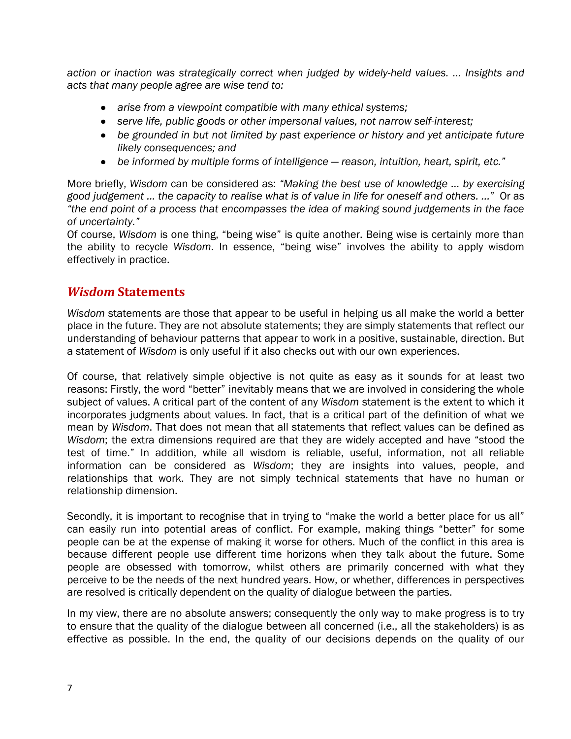*action or inaction was strategically correct when judged by widely-held values. ... Insights and acts that many people agree are wise tend to:*

- *arise from a viewpoint compatible with many ethical systems;*
- *serve life, public goods or other impersonal values, not narrow self-interest;*
- *be grounded in but not limited by past experience or history and yet anticipate future likely consequences; and*
- *be informed by multiple forms of intelligence — reason, intuition, heart, spirit, etc."*

More briefly, *Wisdom* can be considered as: *"Making the best use of knowledge ... by exercising good judgement ... the capacity to realise what is of value in life for oneself and others. ..."* Or as *"the end point of a process that encompasses the idea of making sound judgements in the face of uncertainty."*

Of course, *Wisdom* is one thing, "being wise" is quite another. Being wise is certainly more than the ability to recycle *Wisdom*. In essence, "being wise" involves the ability to apply wisdom effectively in practice.

## *Wisdom* Statements

*Wisdom* statements are those that appear to be useful in helping us all make the world a better place in the future. They are not absolute statements; they are simply statements that reflect our understanding of behaviour patterns that appear to work in a positive, sustainable, direction. But a statement of *Wisdom* is only useful if it also checks out with our own experiences.

Of course, that relatively simple objective is not quite as easy as it sounds for at least two reasons: Firstly, the word "better" inevitably means that we are involved in considering the whole subject of values. A critical part of the content of any *Wisdom* statement is the extent to which it incorporates judgments about values. In fact, that is a critical part of the definition of what we mean by *Wisdom*. That does not mean that all statements that reflect values can be defined as *Wisdom*; the extra dimensions required are that they are widely accepted and have "stood the test of time." In addition, while all wisdom is reliable, useful, information, not all reliable information can be considered as *Wisdom*; they are insights into values, people, and relationships that work. They are not simply technical statements that have no human or relationship dimension.

Secondly, it is important to recognise that in trying to "make the world a better place for us all" can easily run into potential areas of conflict. For example, making things "better" for some people can be at the expense of making it worse for others. Much of the conflict in this area is because different people use different time horizons when they talk about the future. Some people are obsessed with tomorrow, whilst others are primarily concerned with what they perceive to be the needs of the next hundred years. How, or whether, differences in perspectives are resolved is critically dependent on the quality of dialogue between the parties.

In my view, there are no absolute answers; consequently the only way to make progress is to try to ensure that the quality of the dialogue between all concerned (i.e., all the stakeholders) is as effective as possible. In the end, the quality of our decisions depends on the quality of our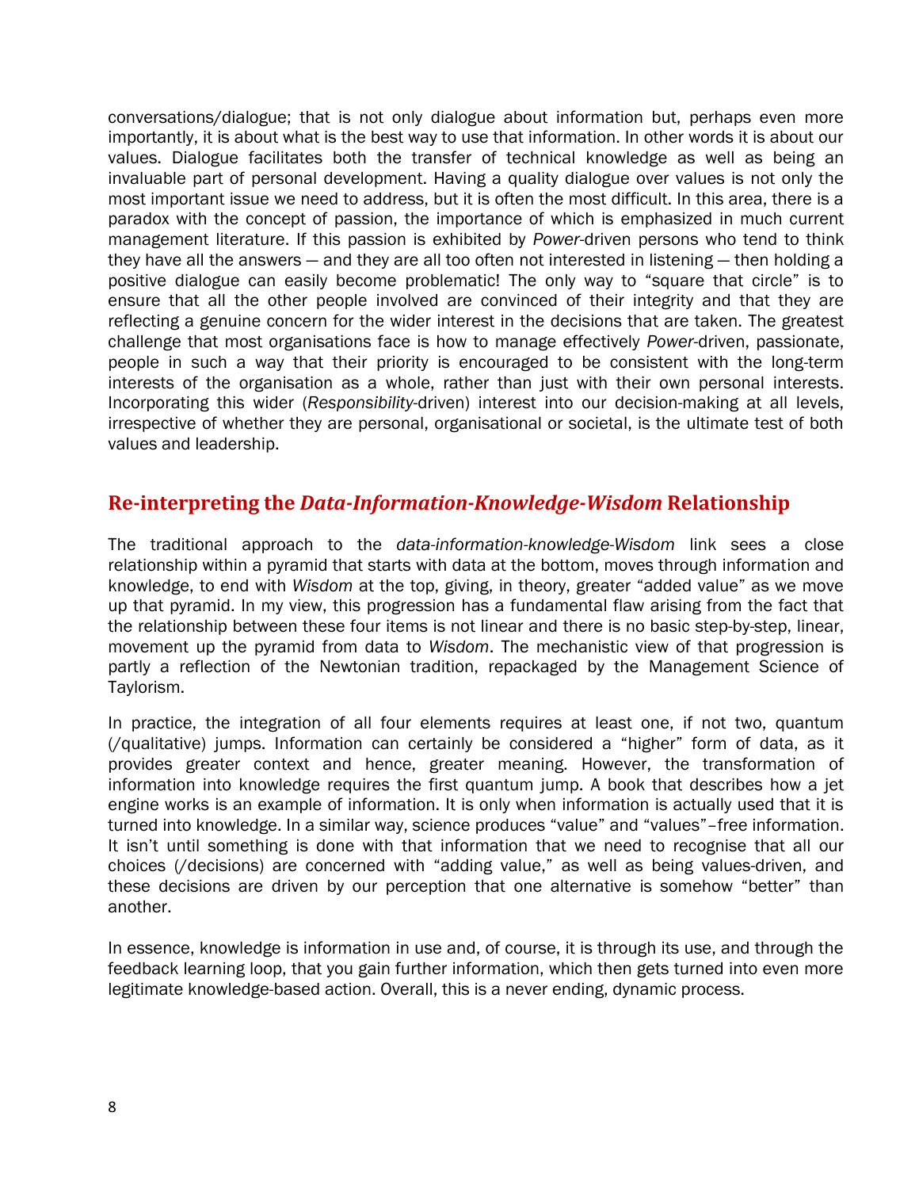conversations/dialogue; that is not only dialogue about information but, perhaps even more importantly, it is about what is the best way to use that information. In other words it is about our values. Dialogue facilitates both the transfer of technical knowledge as well as being an invaluable part of personal development. Having a quality dialogue over values is not only the most important issue we need to address, but it is often the most difficult. In this area, there is a paradox with the concept of passion, the importance of which is emphasized in much current management literature. If this passion is exhibited by *Power*-driven persons who tend to think they have all the answers — and they are all too often not interested in listening — then holding a positive dialogue can easily become problematic! The only way to "square that circle" is to ensure that all the other people involved are convinced of their integrity and that they are reflecting a genuine concern for the wider interest in the decisions that are taken. The greatest challenge that most organisations face is how to manage effectively *Power*-driven, passionate, people in such a way that their priority is encouraged to be consistent with the long-term interests of the organisation as a whole, rather than just with their own personal interests. Incorporating this wider (*Responsibility*-driven) interest into our decision-making at all levels, irrespective of whether they are personal, organisational or societal, is the ultimate test of both values and leadership.

## Re-interpreting the *Data-Information-Knowledge-Wisdom* Relationship

The traditional approach to the *data-information-knowledge-Wisdom* link sees a close relationship within a pyramid that starts with data at the bottom, moves through information and knowledge, to end with *Wisdom* at the top, giving, in theory, greater "added value" as we move up that pyramid. In my view, this progression has a fundamental flaw arising from the fact that the relationship between these four items is not linear and there is no basic step-by-step, linear, movement up the pyramid from data to *Wisdom*. The mechanistic view of that progression is partly a reflection of the Newtonian tradition, repackaged by the Management Science of Taylorism.

In practice, the integration of all four elements requires at least one, if not two, quantum (/qualitative) jumps. Information can certainly be considered a "higher" form of data, as it provides greater context and hence, greater meaning. However, the transformation of information into knowledge requires the first quantum jump. A book that describes how a jet engine works is an example of information. It is only when information is actually used that it is turned into knowledge. In a similar way, science produces "value" and "values"–free information. It isn't until something is done with that information that we need to recognise that all our choices (/decisions) are concerned with "adding value," as well as being values-driven, and these decisions are driven by our perception that one alternative is somehow "better" than another.

In essence, knowledge is information in use and, of course, it is through its use, and through the feedback learning loop, that you gain further information, which then gets turned into even more legitimate knowledge-based action. Overall, this is a never ending, dynamic process.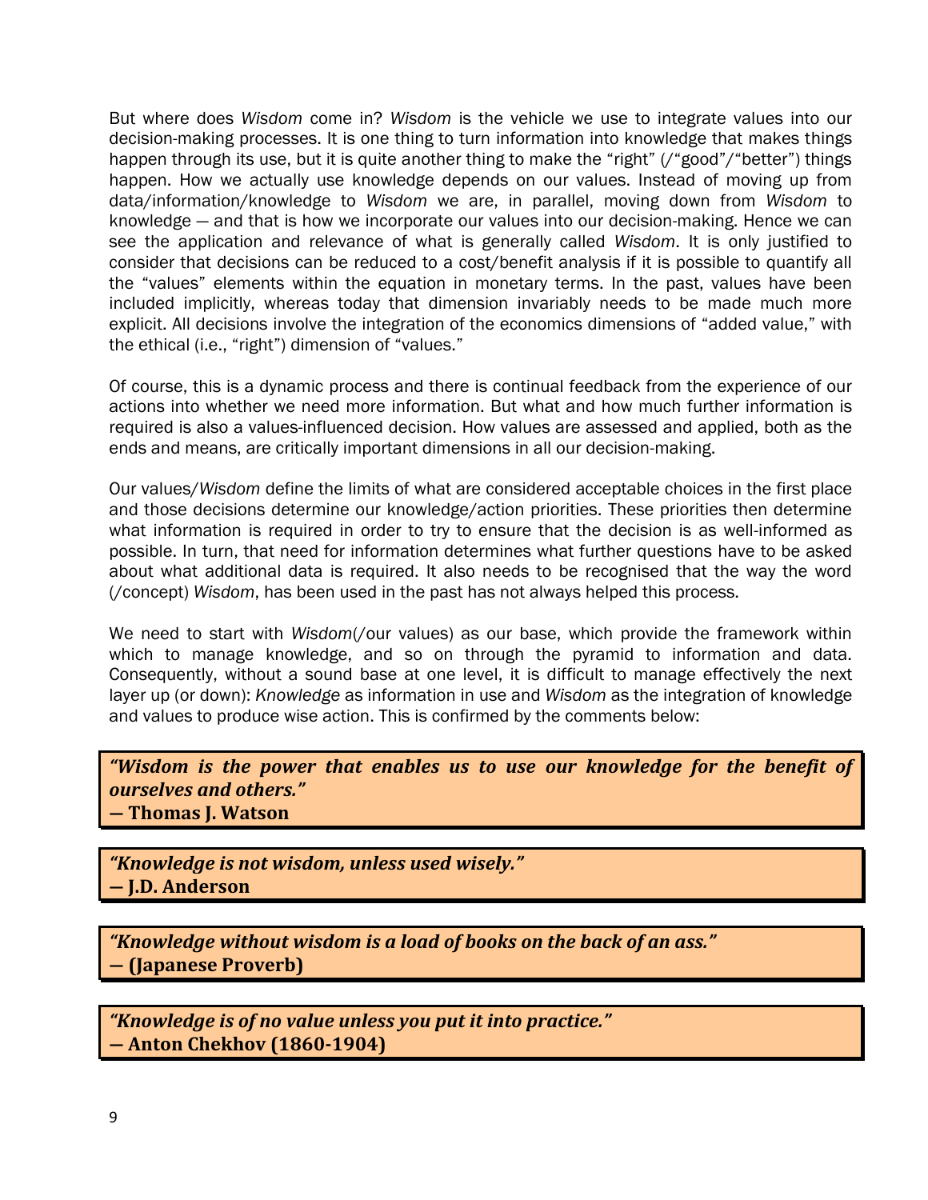But where does *Wisdom* come in? *Wisdom* is the vehicle we use to integrate values into our decision-making processes. It is one thing to turn information into knowledge that makes things happen through its use, but it is quite another thing to make the "right" (/"good"/"better") things happen. How we actually use knowledge depends on our values. Instead of moving up from data/information/knowledge to *Wisdom* we are, in parallel, moving down from *Wisdom* to knowledge — and that is how we incorporate our values into our decision-making. Hence we can see the application and relevance of what is generally called *Wisdom*. It is only justified to consider that decisions can be reduced to a cost/benefit analysis if it is possible to quantify all the "values" elements within the equation in monetary terms. In the past, values have been included implicitly, whereas today that dimension invariably needs to be made much more explicit. All decisions involve the integration of the economics dimensions of "added value," with the ethical (i.e., "right") dimension of "values."

Of course, this is a dynamic process and there is continual feedback from the experience of our actions into whether we need more information. But what and how much further information is required is also a values-influenced decision. How values are assessed and applied, both as the ends and means, are critically important dimensions in all our decision-making.

Our values/*Wisdom* define the limits of what are considered acceptable choices in the first place and those decisions determine our knowledge/action priorities. These priorities then determine what information is required in order to try to ensure that the decision is as well-informed as possible. In turn, that need for information determines what further questions have to be asked about what additional data is required. It also needs to be recognised that the way the word (/concept) *Wisdom*, has been used in the past has not always helped this process.

We need to start with *Wisdom*(/our values) as our base, which provide the framework within which to manage knowledge, and so on through the pyramid to information and data. Consequently, without a sound base at one level, it is difficult to manage effectively the next layer up (or down): *Knowledge* as information in use and *Wisdom* as the integration of knowledge and values to produce wise action. This is confirmed by the comments below:

> ***"Wisdom is the power that enables us to use our knowledge for the benefit of ourselves and others."***
> **— Thomas J. Watson**

> ***"Knowledge is not wisdom, unless used wisely."***
> **— J.D. Anderson**

> ***"Knowledge without wisdom is a load of books on the back of an ass."***
> **— (Japanese Proverb)**

> ***"Knowledge is of no value unless you put it into practice."***
> **— Anton Chekhov (1860-1904)**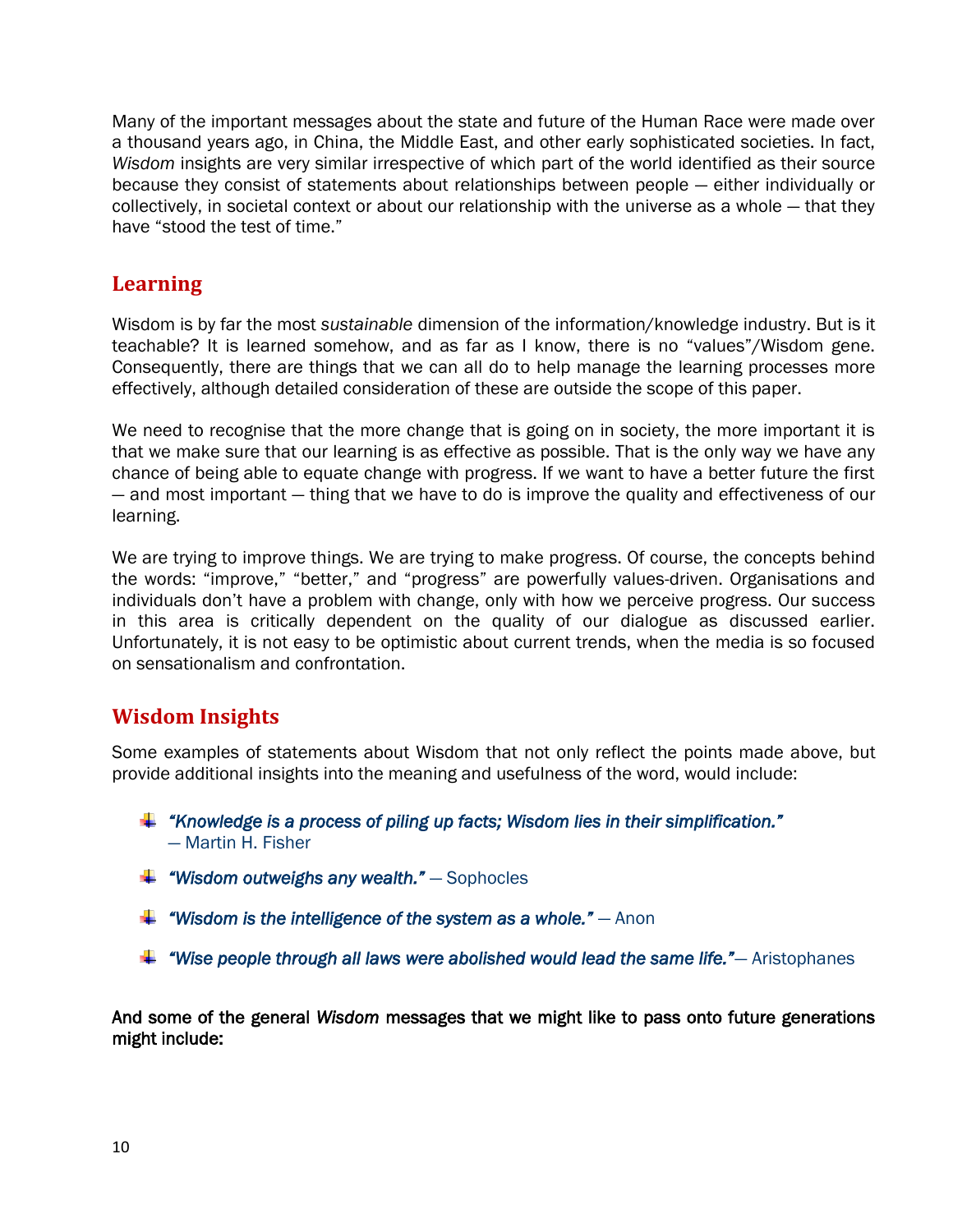Many of the important messages about the state and future of the Human Race were made over a thousand years ago, in China, the Middle East, and other early sophisticated societies. In fact, *Wisdom* insights are very similar irrespective of which part of the world identified as their source because they consist of statements about relationships between people — either individually or collectively, in societal context or about our relationship with the universe as a whole — that they have "stood the test of time."

## Learning

Wisdom is by far the most *sustainable* dimension of the information/knowledge industry. But is it teachable? It is learned somehow, and as far as I know, there is no "values"/Wisdom gene. Consequently, there are things that we can all do to help manage the learning processes more effectively, although detailed consideration of these are outside the scope of this paper.

We need to recognise that the more change that is going on in society, the more important it is that we make sure that our learning is as effective as possible. That is the only way we have any chance of being able to equate change with progress. If we want to have a better future the first — and most important — thing that we have to do is improve the quality and effectiveness of our learning.

We are trying to improve things. We are trying to make progress. Of course, the concepts behind the words: "improve," "better," and "progress" are powerfully values-driven. Organisations and individuals don't have a problem with change, only with how we perceive progress. Our success in this area is critically dependent on the quality of our dialogue as discussed earlier. Unfortunately, it is not easy to be optimistic about current trends, when the media is so focused on sensationalism and confrontation.

## Wisdom Insights

Some examples of statements about Wisdom that not only reflect the points made above, but provide additional insights into the meaning and usefulness of the word, would include:

- ***"Knowledge is a process of piling up facts; Wisdom lies in their simplification."*** — Martin H. Fisher
- ***"Wisdom outweighs any wealth."*** — Sophocles
- ***"Wisdom is the intelligence of the system as a whole."*** — Anon
- ***"Wise people through all laws were abolished would lead the same life."***— Aristophanes

**And some of the general *Wisdom* messages that we might like to pass onto future generations might include:**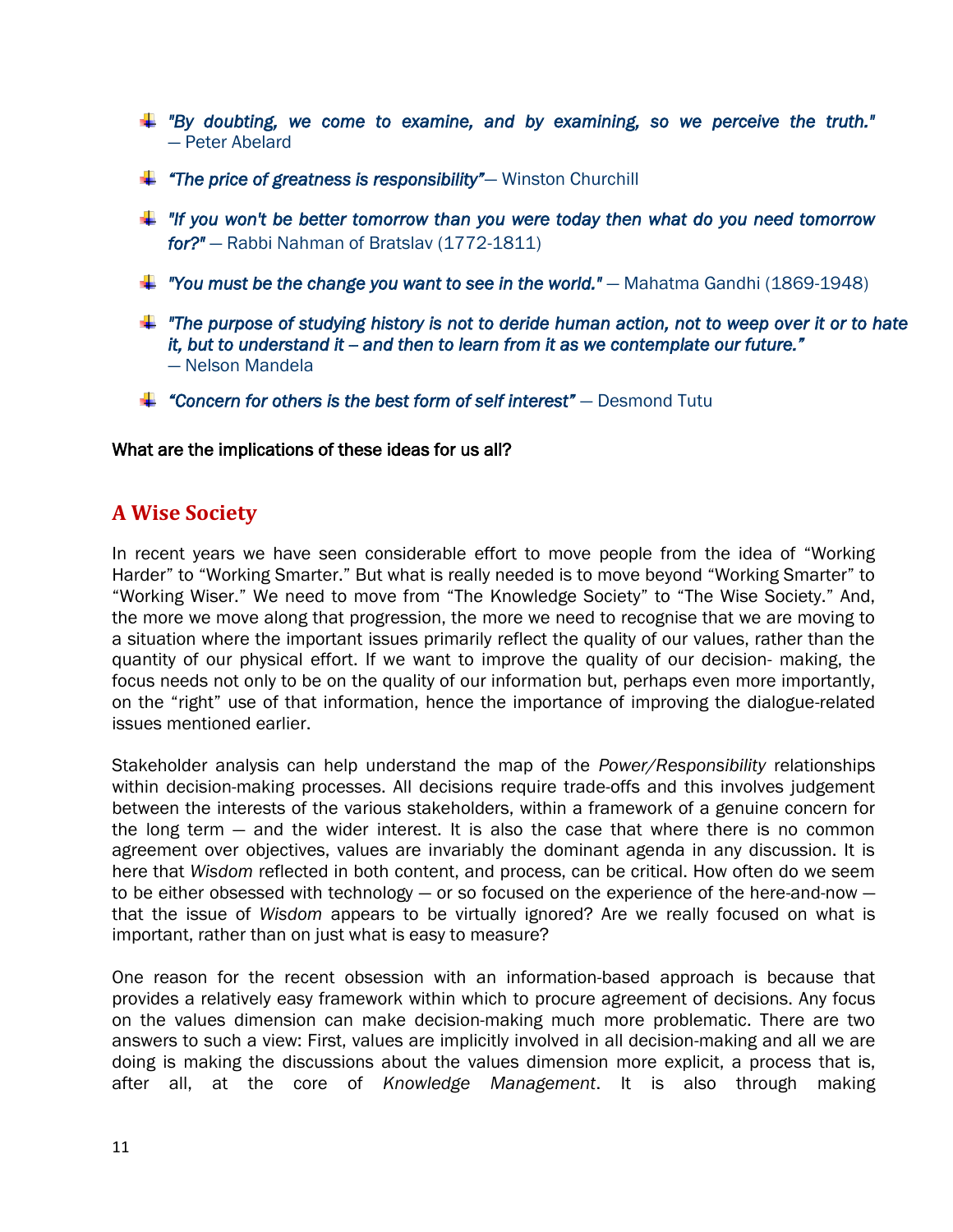- *"By doubting, we come to examine, and by examining, so we perceive the truth."* — Peter Abelard
- *"The price of greatness is responsibility"*— Winston Churchill
- *"If you won't be better tomorrow than you were today then what do you need tomorrow for?"* — Rabbi Nahman of Bratslav (1772-1811)
- *"You must be the change you want to see in the world."* — Mahatma Gandhi (1869-1948)
- *"The purpose of studying history is not to deride human action, not to weep over it or to hate it, but to understand it – and then to learn from it as we contemplate our future."* — Nelson Mandela
- *"Concern for others is the best form of self interest"* — Desmond Tutu

What are the implications of these ideas for us all?

## A Wise Society

In recent years we have seen considerable effort to move people from the idea of "Working Harder" to "Working Smarter." But what is really needed is to move beyond "Working Smarter" to "Working Wiser." We need to move from "The Knowledge Society" to "The Wise Society." And, the more we move along that progression, the more we need to recognise that we are moving to a situation where the important issues primarily reflect the quality of our values, rather than the quantity of our physical effort. If we want to improve the quality of our decision- making, the focus needs not only to be on the quality of our information but, perhaps even more importantly, on the "right" use of that information, hence the importance of improving the dialogue-related issues mentioned earlier.

Stakeholder analysis can help understand the map of the *Power/Responsibility* relationships within decision-making processes. All decisions require trade-offs and this involves judgement between the interests of the various stakeholders, within a framework of a genuine concern for the long term — and the wider interest. It is also the case that where there is no common agreement over objectives, values are invariably the dominant agenda in any discussion. It is here that *Wisdom* reflected in both content, and process, can be critical. How often do we seem to be either obsessed with technology — or so focused on the experience of the here-and-now — that the issue of *Wisdom* appears to be virtually ignored? Are we really focused on what is important, rather than on just what is easy to measure?

One reason for the recent obsession with an information-based approach is because that provides a relatively easy framework within which to procure agreement of decisions. Any focus on the values dimension can make decision-making much more problematic. There are two answers to such a view: First, values are implicitly involved in all decision-making and all we are doing is making the discussions about the values dimension more explicit, a process that is, after all, at the core of *Knowledge Management*. It is also through making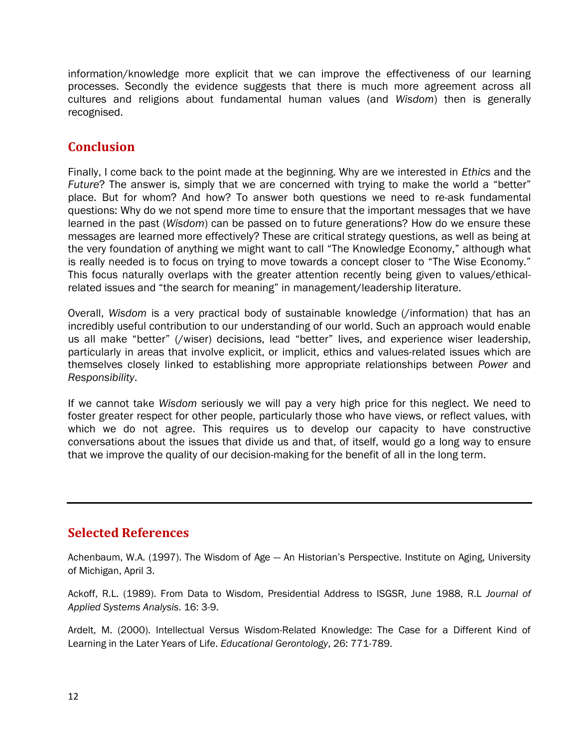information/knowledge more explicit that we can improve the effectiveness of our learning processes. Secondly the evidence suggests that there is much more agreement across all cultures and religions about fundamental human values (and *Wisdom*) then is generally recognised.

## Conclusion

Finally, I come back to the point made at the beginning. Why are we interested in *Ethics* and the *Future*? The answer is, simply that we are concerned with trying to make the world a "better" place. But for whom? And how? To answer both questions we need to re-ask fundamental questions: Why do we not spend more time to ensure that the important messages that we have learned in the past (*Wisdom*) can be passed on to future generations? How do we ensure these messages are learned more effectively? These are critical strategy questions, as well as being at the very foundation of anything we might want to call "The Knowledge Economy," although what is really needed is to focus on trying to move towards a concept closer to "The Wise Economy." This focus naturally overlaps with the greater attention recently being given to values/ethical-related issues and "the search for meaning" in management/leadership literature.

Overall, *Wisdom* is a very practical body of sustainable knowledge (/information) that has an incredibly useful contribution to our understanding of our world. Such an approach would enable us all make "better" (/wiser) decisions, lead "better" lives, and experience wiser leadership, particularly in areas that involve explicit, or implicit, ethics and values-related issues which are themselves closely linked to establishing more appropriate relationships between *Power* and *Responsibility*.

If we cannot take *Wisdom* seriously we will pay a very high price for this neglect. We need to foster greater respect for other people, particularly those who have views, or reflect values, with which we do not agree. This requires us to develop our capacity to have constructive conversations about the issues that divide us and that, of itself, would go a long way to ensure that we improve the quality of our decision-making for the benefit of all in the long term.

---

## Selected References

Achenbaum, W.A. (1997). The Wisdom of Age — An Historian's Perspective. Institute on Aging, University of Michigan, April 3.

Ackoff, R.L. (1989). From Data to Wisdom, Presidential Address to ISGSR, June 1988, R.L *Journal of Applied Systems Analysis*. 16: 3-9.

Ardelt, M. (2000). Intellectual Versus Wisdom-Related Knowledge: The Case for a Different Kind of Learning in the Later Years of Life. *Educational Gerontology*, 26: 771-789.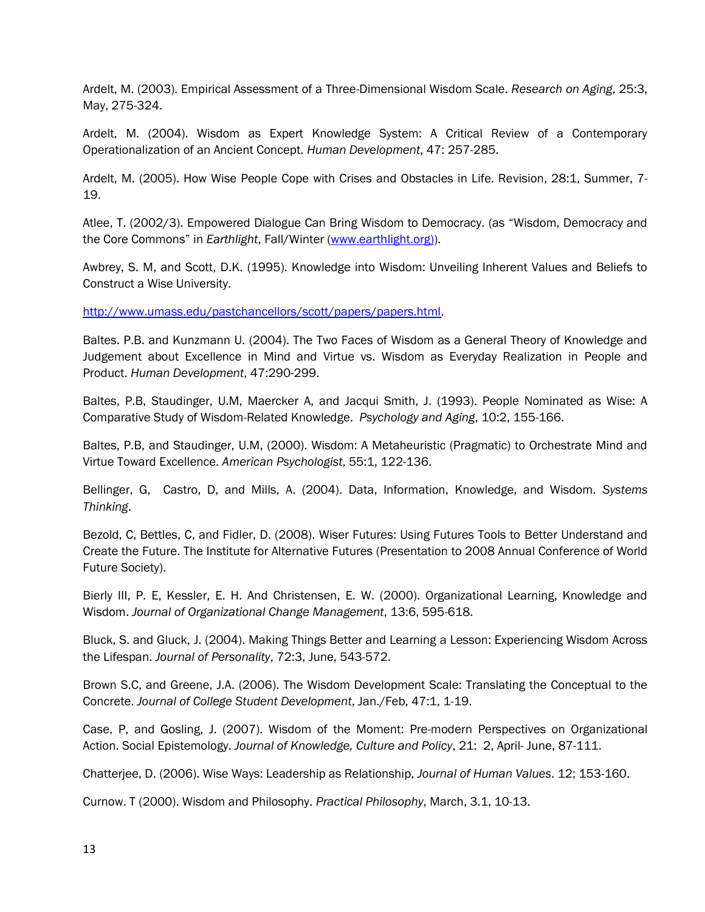Ardelt, M. (2003). Empirical Assessment of a Three-Dimensional Wisdom Scale. *Research on Aging*, 25:3, May, 275-324.

Ardelt, M. (2004). Wisdom as Expert Knowledge System: A Critical Review of a Contemporary Operationalization of an Ancient Concept. *Human Development*, 47: 257-285.

Ardelt, M. (2005). How Wise People Cope with Crises and Obstacles in Life. Revision, 28:1, Summer, 7-19.

Atlee, T. (2002/3). Empowered Dialogue Can Bring Wisdom to Democracy. (as "Wisdom, Democracy and the Core Commons" in *Earthlight*, Fall/Winter (www.earthlight.org)).

Awbrey, S. M, and Scott, D.K. (1995). Knowledge into Wisdom: Unveiling Inherent Values and Beliefs to Construct a Wise University.

http://www.umass.edu/pastchancellors/scott/papers/papers.html.

Baltes. P.B. and Kunzmann U. (2004). The Two Faces of Wisdom as a General Theory of Knowledge and Judgement about Excellence in Mind and Virtue vs. Wisdom as Everyday Realization in People and Product. *Human Development*, 47:290-299.

Baltes, P.B, Staudinger, U.M, Maercker A, and Jacqui Smith, J. (1993). People Nominated as Wise: A Comparative Study of Wisdom-Related Knowledge. *Psychology and Aging*, 10:2, 155-166.

Baltes, P.B, and Staudinger, U.M, (2000). Wisdom: A Metaheuristic (Pragmatic) to Orchestrate Mind and Virtue Toward Excellence. *American Psychologist*, 55:1, 122-136.

Bellinger, G, Castro, D, and Mills, A. (2004). Data, Information, Knowledge, and Wisdom. *Systems Thinking*.

Bezold, C, Bettles, C, and Fidler, D. (2008). Wiser Futures: Using Futures Tools to Better Understand and Create the Future. The Institute for Alternative Futures (Presentation to 2008 Annual Conference of World Future Society).

Bierly III, P. E, Kessler, E. H. And Christensen, E. W. (2000). Organizational Learning, Knowledge and Wisdom. *Journal of Organizational Change Management*, 13:6, 595-618.

Bluck, S. and Gluck, J. (2004). Making Things Better and Learning a Lesson: Experiencing Wisdom Across the Lifespan. *Journal of Personality*, 72:3, June, 543-572.

Brown S.C, and Greene, J.A. (2006). The Wisdom Development Scale: Translating the Conceptual to the Concrete. *Journal of College Student Development*, Jan./Feb, 47:1, 1-19.

Case, P, and Gosling, J. (2007). Wisdom of the Moment: Pre-modern Perspectives on Organizational Action. Social Epistemology. *Journal of Knowledge, Culture and Policy*, 21: 2, April- June, 87-111.

Chatterjee, D. (2006). Wise Ways: Leadership as Relationship, *Journal of Human Values*. 12; 153-160.

Curnow. T (2000). Wisdom and Philosophy. *Practical Philosophy*, March, 3.1, 10-13.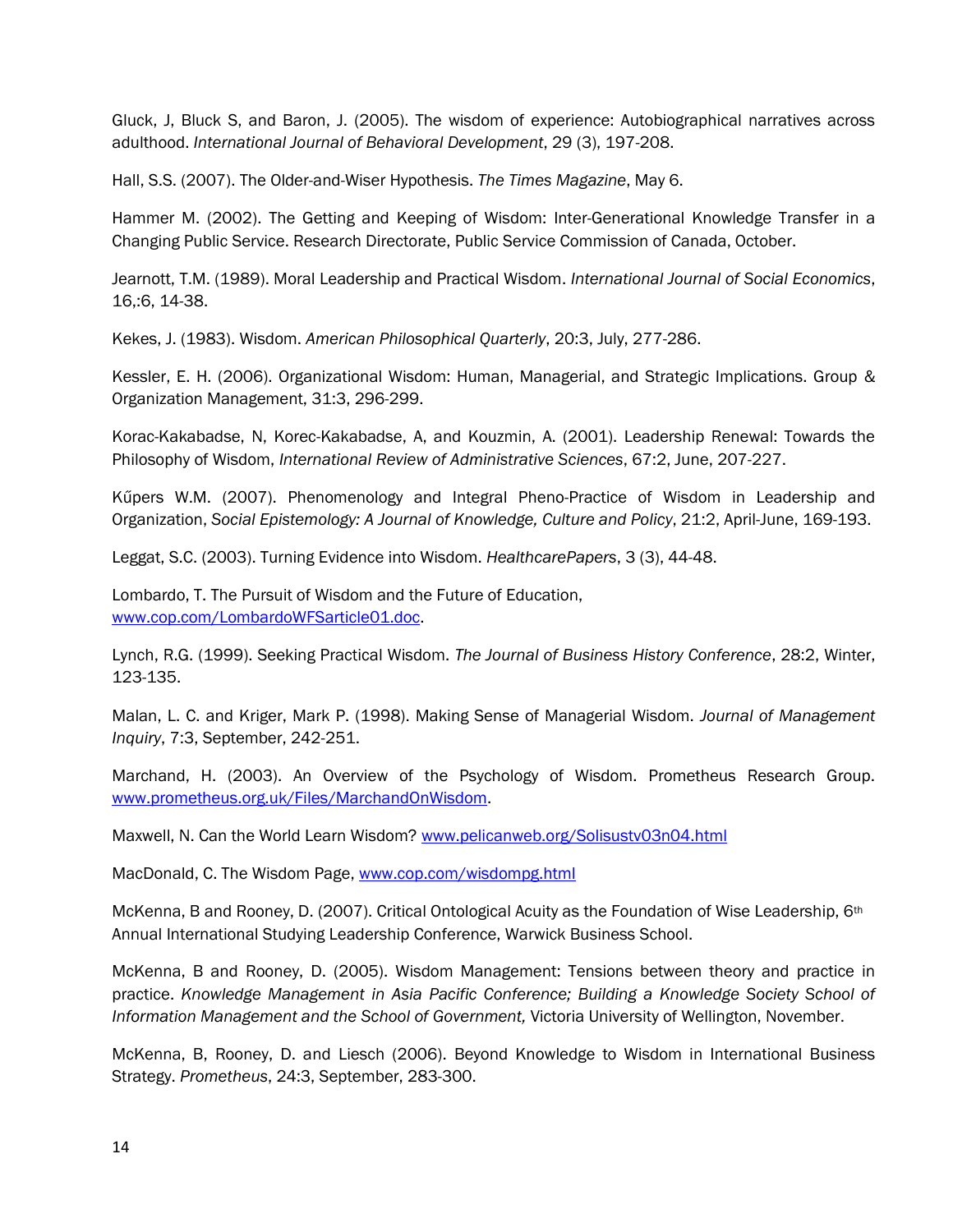Gluck, J, Bluck S, and Baron, J. (2005). The wisdom of experience: Autobiographical narratives across adulthood. *International Journal of Behavioral Development*, 29 (3), 197-208.

Hall, S.S. (2007). The Older-and-Wiser Hypothesis. *The Times Magazine*, May 6.

Hammer M. (2002). The Getting and Keeping of Wisdom: Inter-Generational Knowledge Transfer in a Changing Public Service. Research Directorate, Public Service Commission of Canada, October.

Jearnott, T.M. (1989). Moral Leadership and Practical Wisdom. *International Journal of Social Economics*, 16,:6, 14-38.

Kekes, J. (1983). Wisdom. *American Philosophical Quarterly*, 20:3, July, 277-286.

Kessler, E. H. (2006). Organizational Wisdom: Human, Managerial, and Strategic Implications. Group & Organization Management, 31:3, 296-299.

Korac-Kakabadse, N, Korec-Kakabadse, A, and Kouzmin, A. (2001). Leadership Renewal: Towards the Philosophy of Wisdom, *International Review of Administrative Sciences*, 67:2, June, 207-227.

Kűpers W.M. (2007). Phenomenology and Integral Pheno-Practice of Wisdom in Leadership and Organization, *Social Epistemology: A Journal of Knowledge, Culture and Policy*, 21:2, April-June, 169-193.

Leggat, S.C. (2003). Turning Evidence into Wisdom. *HealthcarePapers*, 3 (3), 44-48.

Lombardo, T. The Pursuit of Wisdom and the Future of Education, www.cop.com/LombardoWFSarticle01.doc.

Lynch, R.G. (1999). Seeking Practical Wisdom. *The Journal of Business History Conference*, 28:2, Winter, 123-135.

Malan, L. C. and Kriger, Mark P. (1998). Making Sense of Managerial Wisdom. *Journal of Management Inquiry*, 7:3, September, 242-251.

Marchand, H. (2003). An Overview of the Psychology of Wisdom. Prometheus Research Group. www.prometheus.org.uk/Files/MarchandOnWisdom.

Maxwell, N. Can the World Learn Wisdom? www.pelicanweb.org/Solisustv03n04.html

MacDonald, C. The Wisdom Page, www.cop.com/wisdompg.html

McKenna, B and Rooney, D. (2007). Critical Ontological Acuity as the Foundation of Wise Leadership, 6th Annual International Studying Leadership Conference, Warwick Business School.

McKenna, B and Rooney, D. (2005). Wisdom Management: Tensions between theory and practice in practice. *Knowledge Management in Asia Pacific Conference; Building a Knowledge Society School of Information Management and the School of Government,* Victoria University of Wellington, November.

McKenna, B, Rooney, D. and Liesch (2006). Beyond Knowledge to Wisdom in International Business Strategy. *Prometheus*, 24:3, September, 283-300.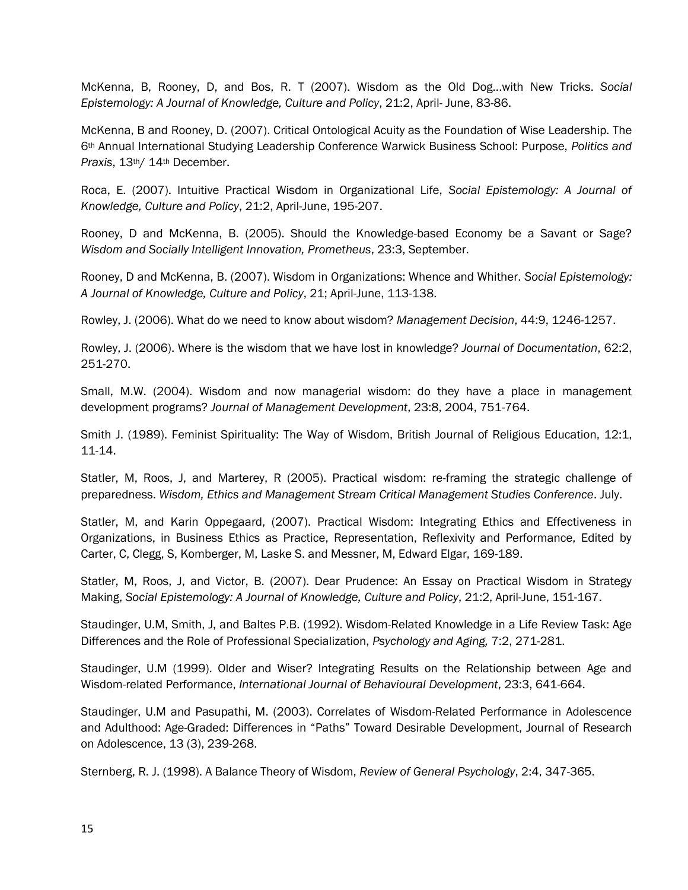McKenna, B, Rooney, D, and Bos, R. T (2007). Wisdom as the Old Dog…with New Tricks. *Social Epistemology: A Journal of Knowledge, Culture and Policy*, 21:2, April- June, 83-86.

McKenna, B and Rooney, D. (2007). Critical Ontological Acuity as the Foundation of Wise Leadership. The 6th Annual International Studying Leadership Conference Warwick Business School: Purpose, *Politics and Praxis*, 13th/ 14th December.

Roca, E. (2007). Intuitive Practical Wisdom in Organizational Life, *Social Epistemology: A Journal of Knowledge, Culture and Policy*, 21:2, April-June, 195-207.

Rooney, D and McKenna, B. (2005). Should the Knowledge-based Economy be a Savant or Sage? *Wisdom and Socially Intelligent Innovation, Prometheus*, 23:3, September.

Rooney, D and McKenna, B. (2007). Wisdom in Organizations: Whence and Whither. *Social Epistemology: A Journal of Knowledge, Culture and Policy*, 21; April-June, 113-138.

Rowley, J. (2006). What do we need to know about wisdom? *Management Decision*, 44:9, 1246-1257.

Rowley, J. (2006). Where is the wisdom that we have lost in knowledge? *Journal of Documentation*, 62:2, 251-270.

Small, M.W. (2004). Wisdom and now managerial wisdom: do they have a place in management development programs? *Journal of Management Development*, 23:8, 2004, 751-764.

Smith J. (1989). Feminist Spirituality: The Way of Wisdom, British Journal of Religious Education, 12:1, 11-14.

Statler, M, Roos, J, and Marterey, R (2005). Practical wisdom: re-framing the strategic challenge of preparedness. *Wisdom, Ethics and Management Stream Critical Management Studies Conference*. July.

Statler, M, and Karin Oppegaard, (2007). Practical Wisdom: Integrating Ethics and Effectiveness in Organizations, in Business Ethics as Practice, Representation, Reflexivity and Performance, Edited by Carter, C, Clegg, S, Komberger, M, Laske S. and Messner, M, Edward Elgar, 169-189.

Statler, M, Roos, J, and Victor, B. (2007). Dear Prudence: An Essay on Practical Wisdom in Strategy Making, *Social Epistemology: A Journal of Knowledge, Culture and Policy*, 21:2, April-June, 151-167.

Staudinger, U.M, Smith, J, and Baltes P.B. (1992). Wisdom-Related Knowledge in a Life Review Task: Age Differences and the Role of Professional Specialization, *Psychology and Aging,* 7:2, 271-281.

Staudinger, U.M (1999). Older and Wiser? Integrating Results on the Relationship between Age and Wisdom-related Performance, *International Journal of Behavioural Development*, 23:3, 641-664.

Staudinger, U.M and Pasupathi, M. (2003). Correlates of Wisdom-Related Performance in Adolescence and Adulthood: Age-Graded: Differences in "Paths" Toward Desirable Development, Journal of Research on Adolescence, 13 (3), 239-268.

Sternberg, R. J. (1998). A Balance Theory of Wisdom, *Review of General Psychology*, 2:4, 347-365.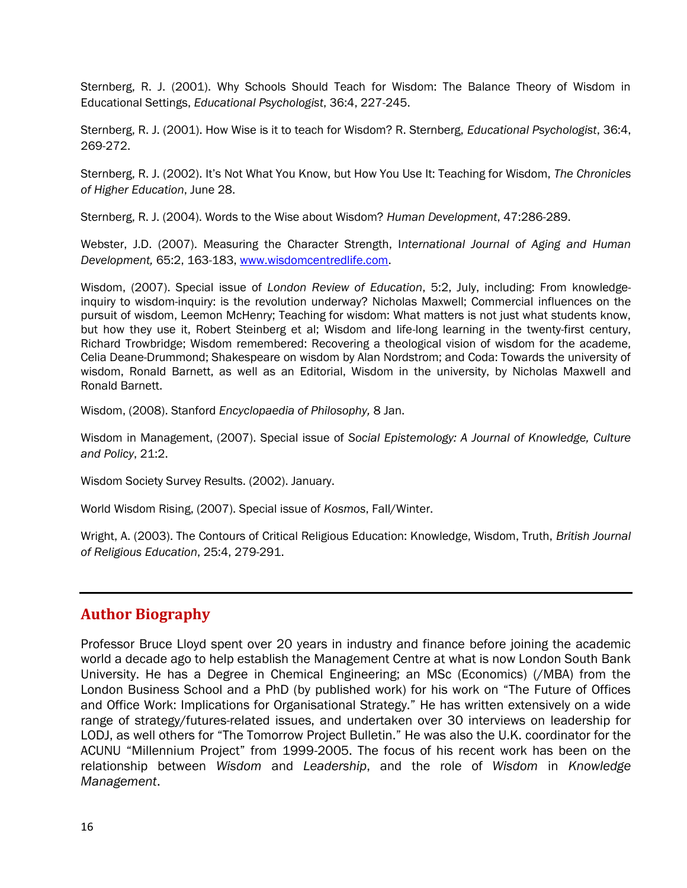Sternberg, R. J. (2001). Why Schools Should Teach for Wisdom: The Balance Theory of Wisdom in Educational Settings, *Educational Psychologist*, 36:4, 227-245.

Sternberg, R. J. (2001). How Wise is it to teach for Wisdom? R. Sternberg, *Educational Psychologist*, 36:4, 269-272.

Sternberg, R. J. (2002). It's Not What You Know, but How You Use It: Teaching for Wisdom, *The Chronicles of Higher Education*, June 28.

Sternberg, R. J. (2004). Words to the Wise about Wisdom? *Human Development*, 47:286-289.

Webster, J.D. (2007). Measuring the Character Strength, I*nternational Journal of Aging and Human Development,* 65:2, 163-183, [www.wisdomcentredlife.com](www.wisdomcentredlife.com).

Wisdom, (2007). Special issue of *London Review of Education*, 5:2, July, including: From knowledge-inquiry to wisdom-inquiry: is the revolution underway? Nicholas Maxwell; Commercial influences on the pursuit of wisdom, Leemon McHenry; Teaching for wisdom: What matters is not just what students know, but how they use it, Robert Steinberg et al; Wisdom and life-long learning in the twenty-first century, Richard Trowbridge; Wisdom remembered: Recovering a theological vision of wisdom for the academe, Celia Deane-Drummond; Shakespeare on wisdom by Alan Nordstrom; and Coda: Towards the university of wisdom, Ronald Barnett, as well as an Editorial, Wisdom in the university, by Nicholas Maxwell and Ronald Barnett.

Wisdom, (2008). Stanford *Encyclopaedia of Philosophy,* 8 Jan.

Wisdom in Management, (2007). Special issue of *Social Epistemology: A Journal of Knowledge, Culture and Policy*, 21:2.

Wisdom Society Survey Results. (2002). January.

World Wisdom Rising, (2007). Special issue of *Kosmos*, Fall/Winter.

Wright, A. (2003). The Contours of Critical Religious Education: Knowledge, Wisdom, Truth, *British Journal of Religious Education*, 25:4, 279-291.

---

## Author Biography

Professor Bruce Lloyd spent over 20 years in industry and finance before joining the academic world a decade ago to help establish the Management Centre at what is now London South Bank University. He has a Degree in Chemical Engineering; an MSc (Economics) (/MBA) from the London Business School and a PhD (by published work) for his work on "The Future of Offices and Office Work: Implications for Organisational Strategy." He has written extensively on a wide range of strategy/futures-related issues, and undertaken over 30 interviews on leadership for LODJ, as well others for "The Tomorrow Project Bulletin." He was also the U.K. coordinator for the ACUNU "Millennium Project" from 1999-2005. The focus of his recent work has been on the relationship between *Wisdom* and *Leadership*, and the role of *Wisdom* in *Knowledge Management*.